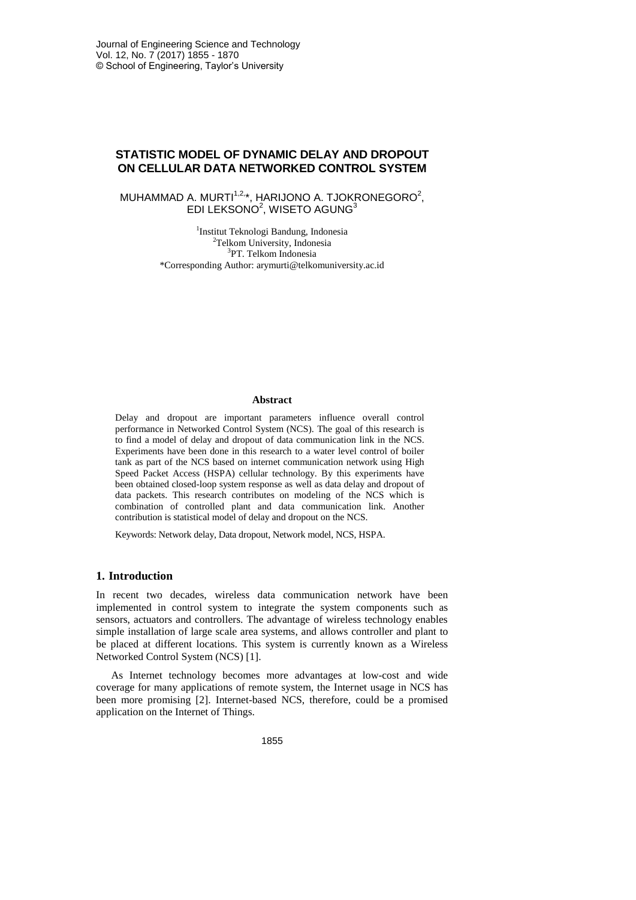# STATISTIC MODEL OF DYNAMIC DELAY AND DROPOUT ON CELLULAR DATA NETWORKED CONTROL SYSTEM

MUHAMMAD A. MURTI[1,2,*], HARIJONO A. TJOKRONEGORO[2], EDI LEKSONO[2], WISETO AGUNG[3]

[1]Institut Teknologi Bandung, Indonesia
[2]Telkom University, Indonesia
[3]PT. Telkom Indonesia
*Corresponding Author: arymurti@telkomuniversity.ac.id

## Abstract

Delay and dropout are important parameters influence overall control performance in Networked Control System (NCS). The goal of this research is to find a model of delay and dropout of data communication link in the NCS. Experiments have been done in this research to a water level control of boiler tank as part of the NCS based on internet communication network using High Speed Packet Access (HSPA) cellular technology. By this experiments have been obtained closed-loop system response as well as data delay and dropout of data packets. This research contributes on modeling of the NCS which is combination of controlled plant and data communication link. Another contribution is statistical model of delay and dropout on the NCS.

Keywords: Network delay, Data dropout, Network model, NCS, HSPA.

## 1. Introduction

In recent two decades, wireless data communication network have been implemented in control system to integrate the system components such as sensors, actuators and controllers. The advantage of wireless technology enables simple installation of large scale area systems, and allows controller and plant to be placed at different locations. This system is currently known as a Wireless Networked Control System (NCS) [1].

As Internet technology becomes more advantages at low-cost and wide coverage for many applications of remote system, the Internet usage in NCS has been more promising [2]. Internet-based NCS, therefore, could be a promised application on the Internet of Things.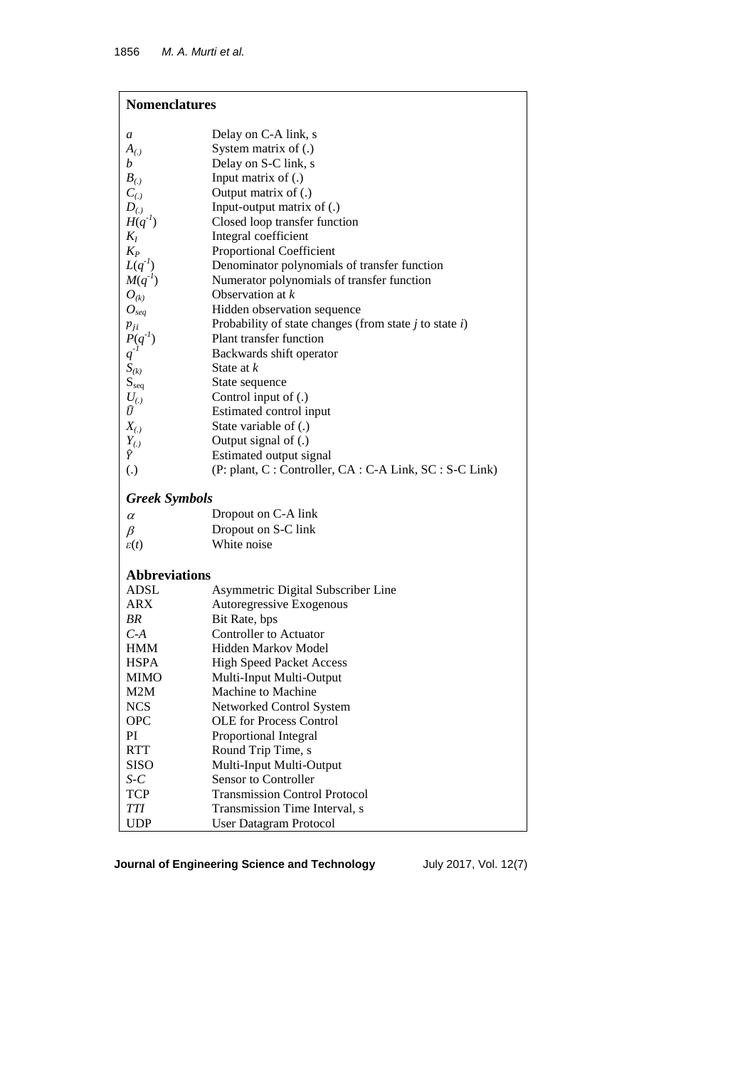## Nomenclatures

| | |
|---|---|
| $a$ | Delay on C-A link, s |
| $A_{(.)}$ | System matrix of (.) |
| $b$ | Delay on S-C link, s |
| $B_{(.)}$ | Input matrix of (.) |
| $C_{(.)}$ | Output matrix of (.) |
| $D_{(.)}$ | Input-output matrix of (.) |
| $H(q^{-1})$ | Closed loop transfer function |
| $K_I$ | Integral coefficient |
| $K_P$ | Proportional Coefficient |
| $L(q^{-1})$ | Denominator polynomials of transfer function |
| $M(q^{-1})$ | Numerator polynomials of transfer function |
| $O_{(k)}$ | Observation at $k$ |
| $O_{seq}$ | Hidden observation sequence |
| $p_{ji}$ | Probability of state changes (from state $j$ to state $i$) |
| $P(q^{-1})$ | Plant transfer function |
| $q^{-1}$ | Backwards shift operator |
| $S_{(k)}$ | State at $k$ |
| $S_{seq}$ | State sequence |
| $U_{(.)}$ | Control input of (.) |
| $\hat{U}$ | Estimated control input |
| $X_{(.)}$ | State variable of (.) |
| $Y_{(.)}$ | Output signal of (.) |
| $\hat{Y}$ | Estimated output signal |
| (.) | (P: plant, C : Controller, CA : C-A Link, SC : S-C Link) |

### Greek Symbols

| | |
|---|---|
| $\alpha$ | Dropout on C-A link |
| $\beta$ | Dropout on S-C link |
| $\varepsilon(t)$ | White noise |

### Abbreviations

| | |
|---|---|
| ADSL | Asymmetric Digital Subscriber Line |
| ARX | Autoregressive Exogenous |
| *BR* | Bit Rate, bps |
| *C-A* | Controller to Actuator |
| HMM | Hidden Markov Model |
| HSPA | High Speed Packet Access |
| MIMO | Multi-Input Multi-Output |
| M2M | Machine to Machine |
| NCS | Networked Control System |
| OPC | OLE for Process Control |
| PI | Proportional Integral |
| RTT | Round Trip Time, s |
| SISO | Multi-Input Multi-Output |
| *S-C* | Sensor to Controller |
| TCP | Transmission Control Protocol |
| *TTI* | Transmission Time Interval, s |
| UDP | User Datagram Protocol |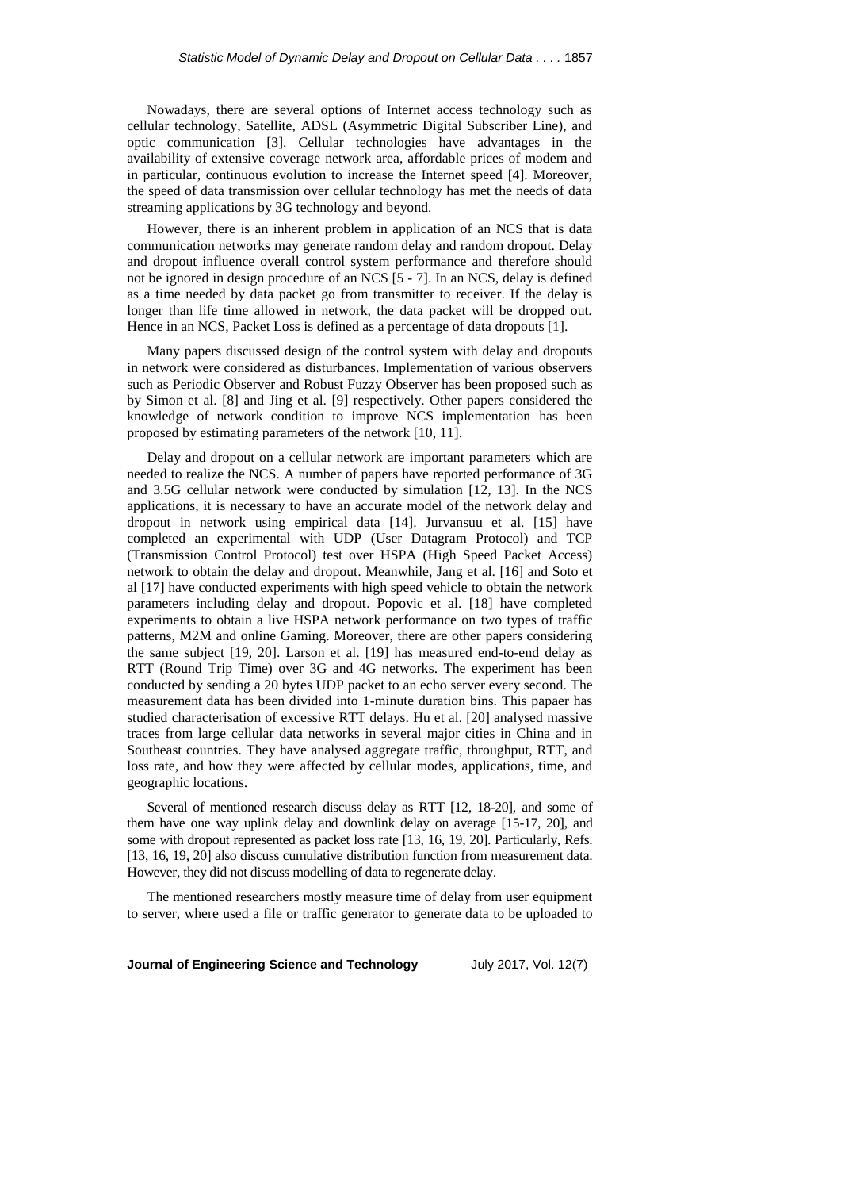Nowadays, there are several options of Internet access technology such as cellular technology, Satellite, ADSL (Asymmetric Digital Subscriber Line), and optic communication [3]. Cellular technologies have advantages in the availability of extensive coverage network area, affordable prices of modem and in particular, continuous evolution to increase the Internet speed [4]. Moreover, the speed of data transmission over cellular technology has met the needs of data streaming applications by 3G technology and beyond.

However, there is an inherent problem in application of an NCS that is data communication networks may generate random delay and random dropout. Delay and dropout influence overall control system performance and therefore should not be ignored in design procedure of an NCS [5 - 7]. In an NCS, delay is defined as a time needed by data packet go from transmitter to receiver. If the delay is longer than life time allowed in network, the data packet will be dropped out. Hence in an NCS, Packet Loss is defined as a percentage of data dropouts [1].

Many papers discussed design of the control system with delay and dropouts in network were considered as disturbances. Implementation of various observers such as Periodic Observer and Robust Fuzzy Observer has been proposed such as by Simon et al. [8] and Jing et al. [9] respectively. Other papers considered the knowledge of network condition to improve NCS implementation has been proposed by estimating parameters of the network [10, 11].

Delay and dropout on a cellular network are important parameters which are needed to realize the NCS. A number of papers have reported performance of 3G and 3.5G cellular network were conducted by simulation [12, 13]. In the NCS applications, it is necessary to have an accurate model of the network delay and dropout in network using empirical data [14]. Jurvansuu et al. [15] have completed an experimental with UDP (User Datagram Protocol) and TCP (Transmission Control Protocol) test over HSPA (High Speed Packet Access) network to obtain the delay and dropout. Meanwhile, Jang et al. [16] and Soto et al [17] have conducted experiments with high speed vehicle to obtain the network parameters including delay and dropout. Popovic et al. [18] have completed experiments to obtain a live HSPA network performance on two types of traffic patterns, M2M and online Gaming. Moreover, there are other papers considering the same subject [19, 20]. Larson et al. [19] has measured end-to-end delay as RTT (Round Trip Time) over 3G and 4G networks. The experiment has been conducted by sending a 20 bytes UDP packet to an echo server every second. The measurement data has been divided into 1-minute duration bins. This papaer has studied characterisation of excessive RTT delays. Hu et al. [20] analysed massive traces from large cellular data networks in several major cities in China and in Southeast countries. They have analysed aggregate traffic, throughput, RTT, and loss rate, and how they were affected by cellular modes, applications, time, and geographic locations.

Several of mentioned research discuss delay as RTT [12, 18-20], and some of them have one way uplink delay and downlink delay on average [15-17, 20], and some with dropout represented as packet loss rate [13, 16, 19, 20]. Particularly, Refs. [13, 16, 19, 20] also discuss cumulative distribution function from measurement data. However, they did not discuss modelling of data to regenerate delay.

The mentioned researchers mostly measure time of delay from user equipment to server, where used a file or traffic generator to generate data to be uploaded to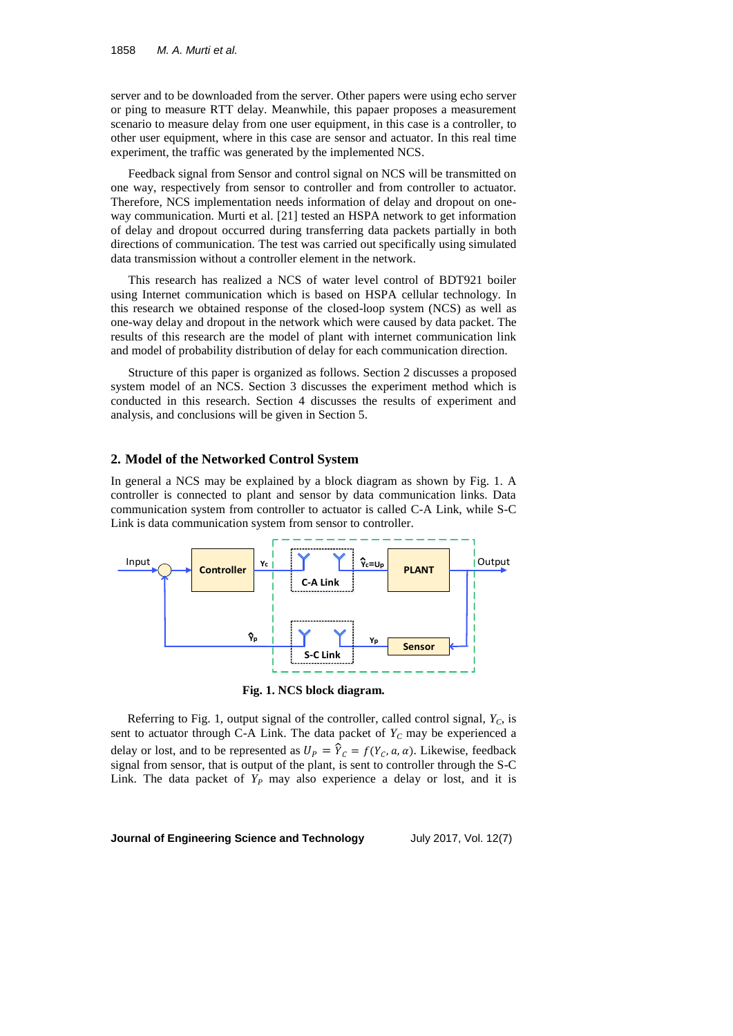server and to be downloaded from the server. Other papers were using echo server or ping to measure RTT delay. Meanwhile, this papaer proposes a measurement scenario to measure delay from one user equipment, in this case is a controller, to other user equipment, where in this case are sensor and actuator. In this real time experiment, the traffic was generated by the implemented NCS.

Feedback signal from Sensor and control signal on NCS will be transmitted on one way, respectively from sensor to controller and from controller to actuator. Therefore, NCS implementation needs information of delay and dropout on one-way communication. Murti et al. [21] tested an HSPA network to get information of delay and dropout occurred during transferring data packets partially in both directions of communication. The test was carried out specifically using simulated data transmission without a controller element in the network.

This research has realized a NCS of water level control of BDT921 boiler using Internet communication which is based on HSPA cellular technology. In this research we obtained response of the closed-loop system (NCS) as well as one-way delay and dropout in the network which were caused by data packet. The results of this research are the model of plant with internet communication link and model of probability distribution of delay for each communication direction.

Structure of this paper is organized as follows. Section 2 discusses a proposed system model of an NCS. Section 3 discusses the experiment method which is conducted in this research. Section 4 discusses the results of experiment and analysis, and conclusions will be given in Section 5.

## 2. Model of the Networked Control System

In general a NCS may be explained by a block diagram as shown by Fig. 1. A controller is connected to plant and sensor by data communication links. Data communication system from controller to actuator is called C-A Link, while S-C Link is data communication system from sensor to controller.

**Fig. 1. NCS block diagram.**

Referring to Fig. 1, output signal of the controller, called control signal, $Y_C$, is sent to actuator through C-A Link. The data packet of $Y_C$ may be experienced a delay or lost, and to be represented as $U_P = \hat{Y}_C = f(Y_C, a, \alpha)$. Likewise, feedback signal from sensor, that is output of the plant, is sent to controller through the S-C Link. The data packet of $Y_P$ may also experience a delay or lost, and it is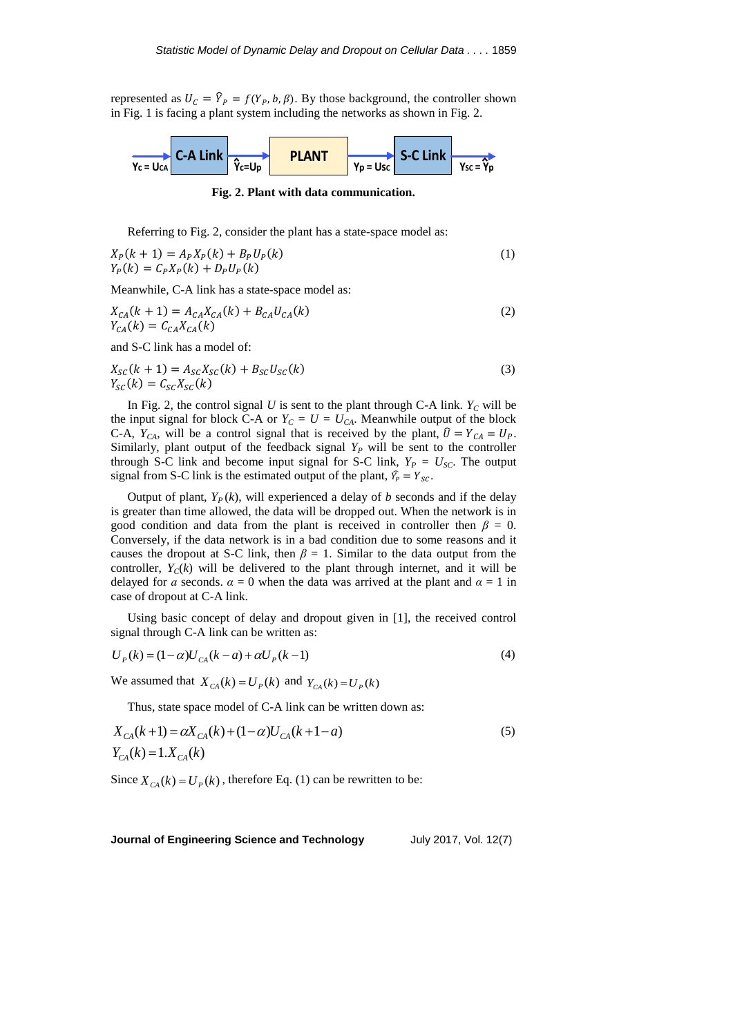represented as $U_C = \hat{Y}_P = f(Y_P, b, \beta)$. By those background, the controller shown in Fig. 1 is facing a plant system including the networks as shown in Fig. 2.

**Fig. 2. Plant with data communication.**

Referring to Fig. 2, consider the plant has a state-space model as:

$$X_P(k+1) = A_P X_P(k) + B_P U_P(k)$$
$$Y_P(k) = C_P X_P(k) + D_P U_P(k) \tag{1}$$

Meanwhile, C-A link has a state-space model as:

$$X_{CA}(k+1) = A_{CA} X_{CA}(k) + B_{CA} U_{CA}(k)$$
$$Y_{CA}(k) = C_{CA} X_{CA}(k) \tag{2}$$

and S-C link has a model of:

$$X_{SC}(k+1) = A_{SC} X_{SC}(k) + B_{SC} U_{SC}(k)$$
$$Y_{SC}(k) = C_{SC} X_{SC}(k) \tag{3}$$

In Fig. 2, the control signal $U$ is sent to the plant through C-A link. $Y_C$ will be the input signal for block C-A or $Y_C = U = U_{CA}$. Meanwhile output of the block C-A, $Y_{CA}$, will be a control signal that is received by the plant, $\hat{U} = Y_{CA} = U_P$. Similarly, plant output of the feedback signal $Y_P$ will be sent to the controller through S-C link and become input signal for S-C link, $Y_P = U_{SC}$. The output signal from S-C link is the estimated output of the plant, $\hat{Y}_P = Y_{SC}$.

Output of plant, $Y_P(k)$, will experienced a delay of $b$ seconds and if the delay is greater than time allowed, the data will be dropped out. When the network is in good condition and data from the plant is received in controller then $\beta = 0$. Conversely, if the data network is in a bad condition due to some reasons and it causes the dropout at S-C link, then $\beta = 1$. Similar to the data output from the controller, $Y_C(k)$ will be delivered to the plant through internet, and it will be delayed for $a$ seconds. $\alpha = 0$ when the data was arrived at the plant and $\alpha = 1$ in case of dropout at C-A link.

Using basic concept of delay and dropout given in [1], the received control signal through C-A link can be written as:

$$U_P(k) = (1-\alpha)U_{CA}(k-a) + \alpha U_P(k-1) \tag{4}$$

We assumed that $X_{CA}(k) = U_P(k)$ and $Y_{CA}(k) = U_P(k)$

Thus, state space model of C-A link can be written down as:

$$X_{CA}(k+1) = \alpha X_{CA}(k) + (1-\alpha)U_{CA}(k+1-a)$$
$$Y_{CA}(k) = 1.X_{CA}(k) \tag{5}$$

Since $X_{CA}(k) = U_P(k)$, therefore Eq. (1) can be rewritten to be: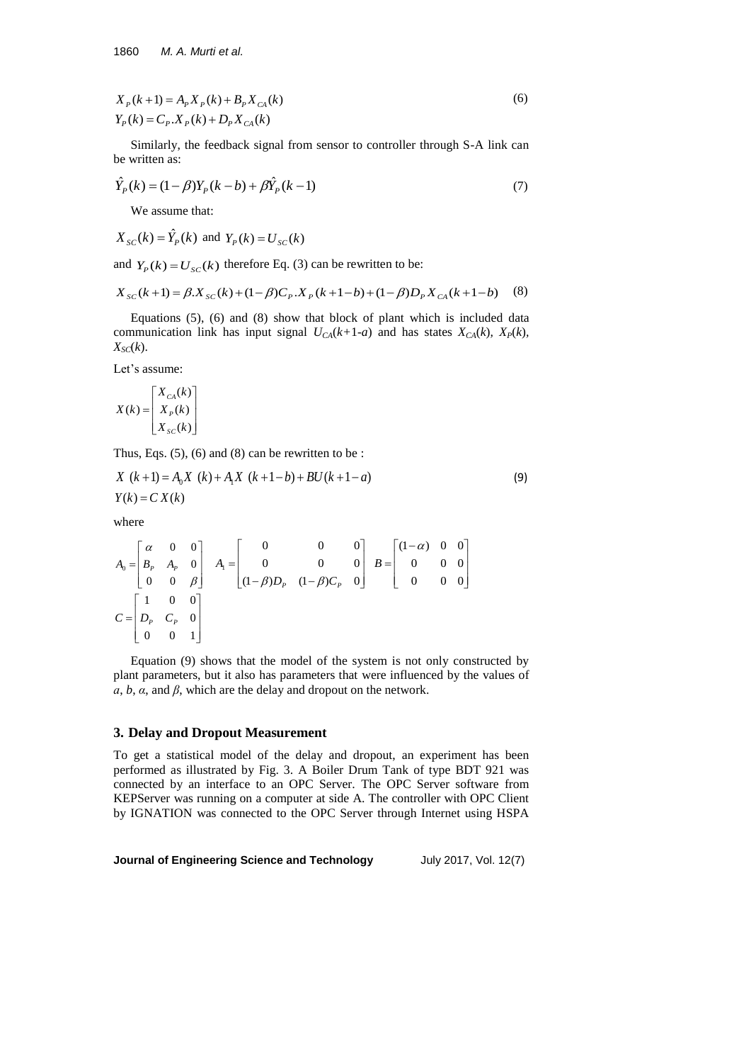$$X_P(k+1) = A_P X_P(k) + B_P X_{CA}(k)$$
$$Y_P(k) = C_P . X_P(k) + D_P X_{CA}(k) \tag{6}$$

Similarly, the feedback signal from sensor to controller through S-A link can be written as:

$$\hat{Y}_P(k) = (1-\beta) Y_P(k-b) + \beta \hat{Y}_P(k-1) \tag{7}$$

We assume that:

$X_{SC}(k) = \hat{Y}_P(k)$ and $Y_P(k) = U_{SC}(k)$

and $Y_P(k) = U_{SC}(k)$ therefore Eq. (3) can be rewritten to be:

$$X_{SC}(k+1) = \beta . X_{SC}(k) + (1-\beta) C_P . X_P(k+1-b) + (1-\beta) D_P X_{CA}(k+1-b) \tag{8}$$

Equations (5), (6) and (8) show that block of plant which is included data communication link has input signal $U_{CA}(k+1\text{-}a)$ and has states $X_{CA}(k)$, $X_P(k)$, $X_{SC}(k)$.

Let's assume:

$$X(k) = \begin{bmatrix} X_{CA}(k) \\ X_P(k) \\ X_{SC}(k) \end{bmatrix}$$

Thus, Eqs. (5), (6) and (8) can be rewritten to be :

$$X(k+1) = A_0 X(k) + A_1 X(k+1-b) + BU(k+1-a)$$
$$Y(k) = C\, X(k) \tag{9}$$

where

$$A_0 = \begin{bmatrix} \alpha & 0 & 0 \\ B_P & A_P & 0 \\ 0 & 0 & \beta \end{bmatrix} \quad A_1 = \begin{bmatrix} 0 & 0 & 0 \\ 0 & 0 & 0 \\ (1-\beta) D_P & (1-\beta) C_P & 0 \end{bmatrix} \quad B = \begin{bmatrix} (1-\alpha) & 0 & 0 \\ 0 & 0 & 0 \\ 0 & 0 & 0 \end{bmatrix}$$

$$C = \begin{bmatrix} 1 & 0 & 0 \\ D_P & C_P & 0 \\ 0 & 0 & 1 \end{bmatrix}$$

Equation (9) shows that the model of the system is not only constructed by plant parameters, but it also has parameters that were influenced by the values of $a$, $b$, $\alpha$, and $\beta$, which are the delay and dropout on the network.

## 3. Delay and Dropout Measurement

To get a statistical model of the delay and dropout, an experiment has been performed as illustrated by Fig. 3. A Boiler Drum Tank of type BDT 921 was connected by an interface to an OPC Server. The OPC Server software from KEPServer was running on a computer at side A. The controller with OPC Client by IGNATION was connected to the OPC Server through Internet using HSPA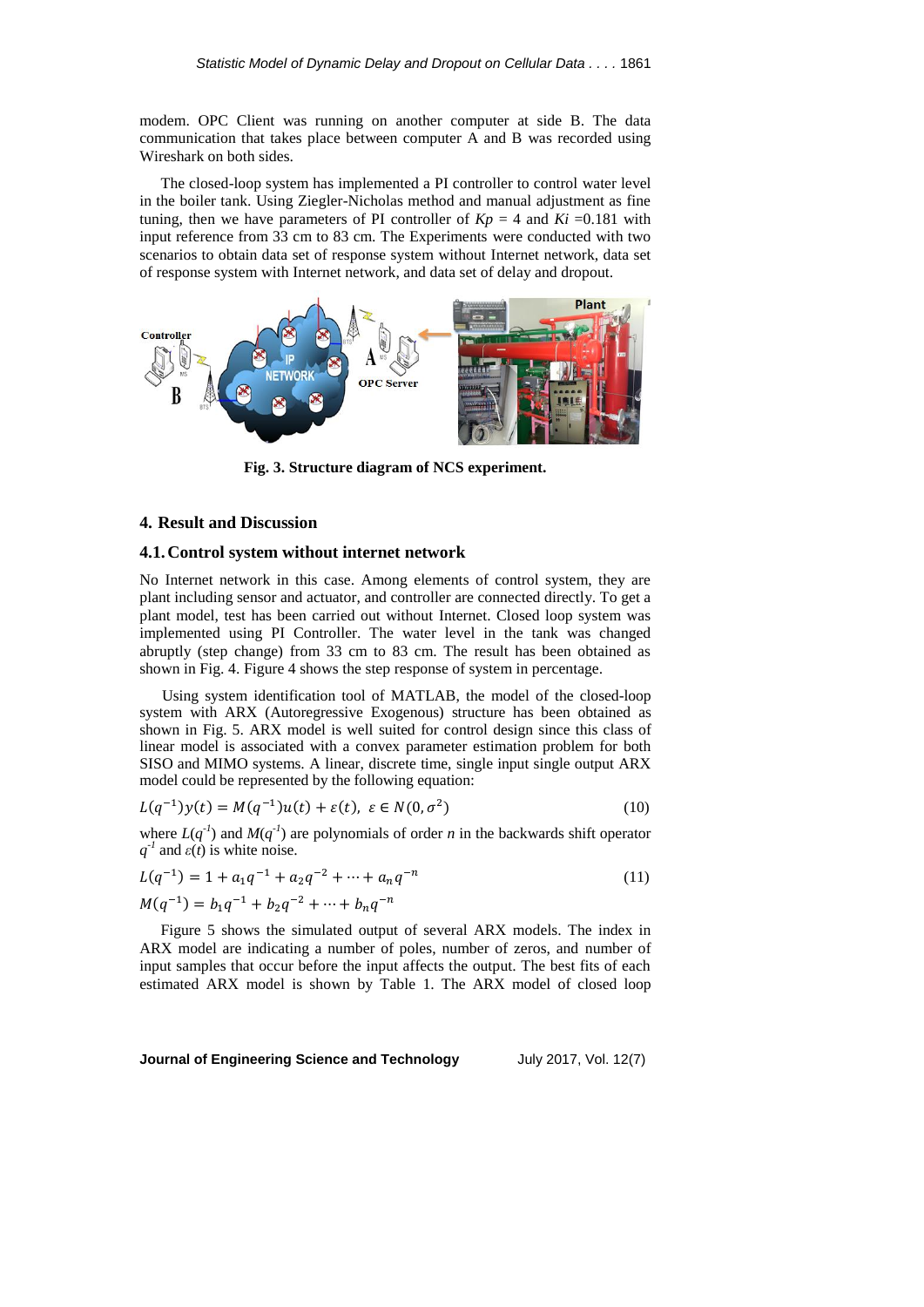modem. OPC Client was running on another computer at side B. The data communication that takes place between computer A and B was recorded using Wireshark on both sides.

The closed-loop system has implemented a PI controller to control water level in the boiler tank. Using Ziegler-Nicholas method and manual adjustment as fine tuning, then we have parameters of PI controller of $Kp$ = 4 and $Ki$ =0.181 with input reference from 33 cm to 83 cm. The Experiments were conducted with two scenarios to obtain data set of response system without Internet network, data set of response system with Internet network, and data set of delay and dropout.

**Fig. 3. Structure diagram of NCS experiment.**

## 4. Result and Discussion

### 4.1. Control system without internet network

No Internet network in this case. Among elements of control system, they are plant including sensor and actuator, and controller are connected directly. To get a plant model, test has been carried out without Internet. Closed loop system was implemented using PI Controller. The water level in the tank was changed abruptly (step change) from 33 cm to 83 cm. The result has been obtained as shown in Fig. 4. Figure 4 shows the step response of system in percentage.

Using system identification tool of MATLAB, the model of the closed-loop system with ARX (Autoregressive Exogenous) structure has been obtained as shown in Fig. 5. ARX model is well suited for control design since this class of linear model is associated with a convex parameter estimation problem for both SISO and MIMO systems. A linear, discrete time, single input single output ARX model could be represented by the following equation:

$$L(q^{-1})y(t) = M(q^{-1})u(t) + \varepsilon(t),\ \varepsilon \in N(0, \sigma^2) \tag{10}$$

where $L(q^{-1})$ and $M(q^{-1})$ are polynomials of order $n$ in the backwards shift operator $q^{-1}$ and $\varepsilon(t)$ is white noise.

$$L(q^{-1}) = 1 + a_1 q^{-1} + a_2 q^{-2} + \cdots + a_n q^{-n} \tag{11}$$

$$M(q^{-1}) = b_1 q^{-1} + b_2 q^{-2} + \cdots + b_n q^{-n}$$

Figure 5 shows the simulated output of several ARX models. The index in ARX model are indicating a number of poles, number of zeros, and number of input samples that occur before the input affects the output. The best fits of each estimated ARX model is shown by Table 1. The ARX model of closed loop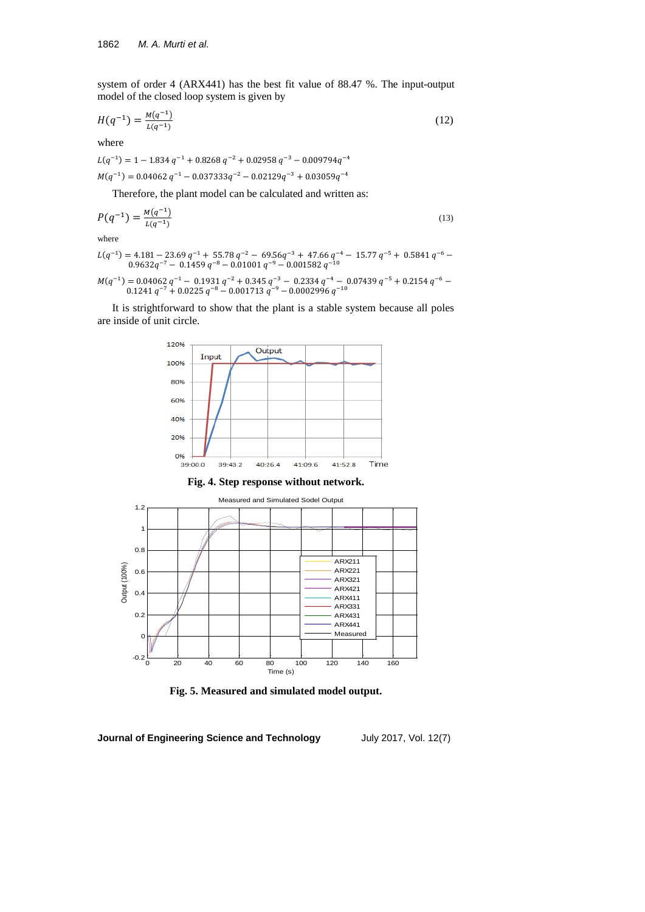system of order 4 (ARX441) has the best fit value of 88.47 %. The input-output model of the closed loop system is given by

$$H(q^{-1}) = \frac{M(q^{-1})}{L(q^{-1})} \tag{12}$$

where

$$L(q^{-1}) = 1 - 1.834\,q^{-1} + 0.8268\,q^{-2} + 0.02958\,q^{-3} - 0.009794q^{-4}$$

$$M(q^{-1}) = 0.04062\,q^{-1} - 0.037333q^{-2} - 0.02129q^{-3} + 0.03059q^{-4}$$

Therefore, the plant model can be calculated and written as:

$$P(q^{-1}) = \frac{M(q^{-1})}{L(q^{-1})} \tag{13}$$

where

$$L(q^{-1}) = 4.181 - 23.69\,q^{-1} + 55.78\,q^{-2} - 69.56q^{-3} + 47.66\,q^{-4} - 15.77\,q^{-5} + 0.5841\,q^{-6} - 0.9632q^{-7} - 0.1459\,q^{-8} - 0.01001\,q^{-9} - 0.001582\,q^{-10}$$

$$M(q^{-1}) = 0.04062\,q^{-1} - 0.1931\,q^{-2} + 0.345\,q^{-3} - 0.2334\,q^{-4} - 0.07439\,q^{-5} + 0.2154\,q^{-6} - 0.1241\,q^{-7} + 0.0225\,q^{-8} - 0.001713\,q^{-9} - 0.0002996\,q^{-10}$$

It is strightforward to show that the plant is a stable system because all poles are inside of unit circle.

**Fig. 4. Step response without network.**

**Fig. 5. Measured and simulated model output.**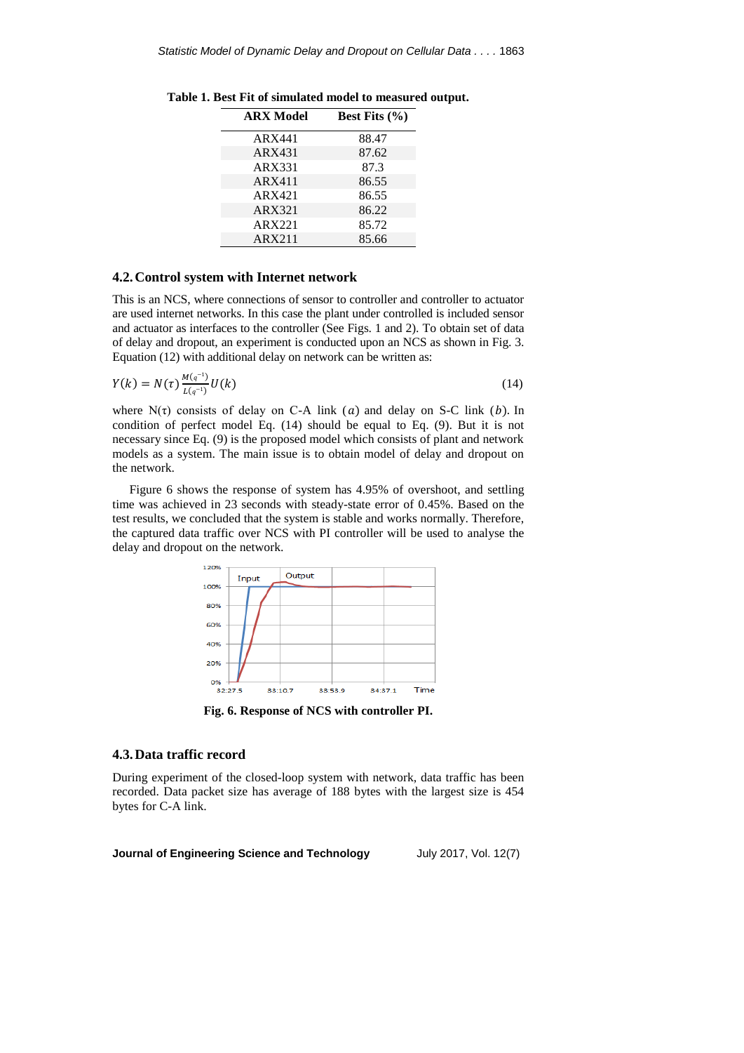Table 1. Best Fit of simulated model to measured output.

| ARX Model | Best Fits (%) |
|---|---|
| ARX441 | 88.47 |
| ARX431 | 87.62 |
| ARX331 | 87.3 |
| ARX411 | 86.55 |
| ARX421 | 86.55 |
| ARX321 | 86.22 |
| ARX221 | 85.72 |
| ARX211 | 85.66 |

## 4.2. Control system with Internet network

This is an NCS, where connections of sensor to controller and controller to actuator are used internet networks. In this case the plant under controlled is included sensor and actuator as interfaces to the controller (See Figs. 1 and 2). To obtain set of data of delay and dropout, an experiment is conducted upon an NCS as shown in Fig. 3. Equation (12) with additional delay on network can be written as:

$$Y(k) = N(\tau)\frac{M(q^{-1})}{L(q^{-1})}U(k) \tag{14}$$

where N(τ) consists of delay on C-A link $(a)$ and delay on S-C link $(b)$. In condition of perfect model Eq. (14) should be equal to Eq. (9). But it is not necessary since Eq. (9) is the proposed model which consists of plant and network models as a system. The main issue is to obtain model of delay and dropout on the network.

Figure 6 shows the response of system has 4.95% of overshoot, and settling time was achieved in 23 seconds with steady-state error of 0.45%. Based on the test results, we concluded that the system is stable and works normally. Therefore, the captured data traffic over NCS with PI controller will be used to analyse the delay and dropout on the network.

Fig. 6. Response of NCS with controller PI.

## 4.3. Data traffic record

During experiment of the closed-loop system with network, data traffic has been recorded. Data packet size has average of 188 bytes with the largest size is 454 bytes for C-A link.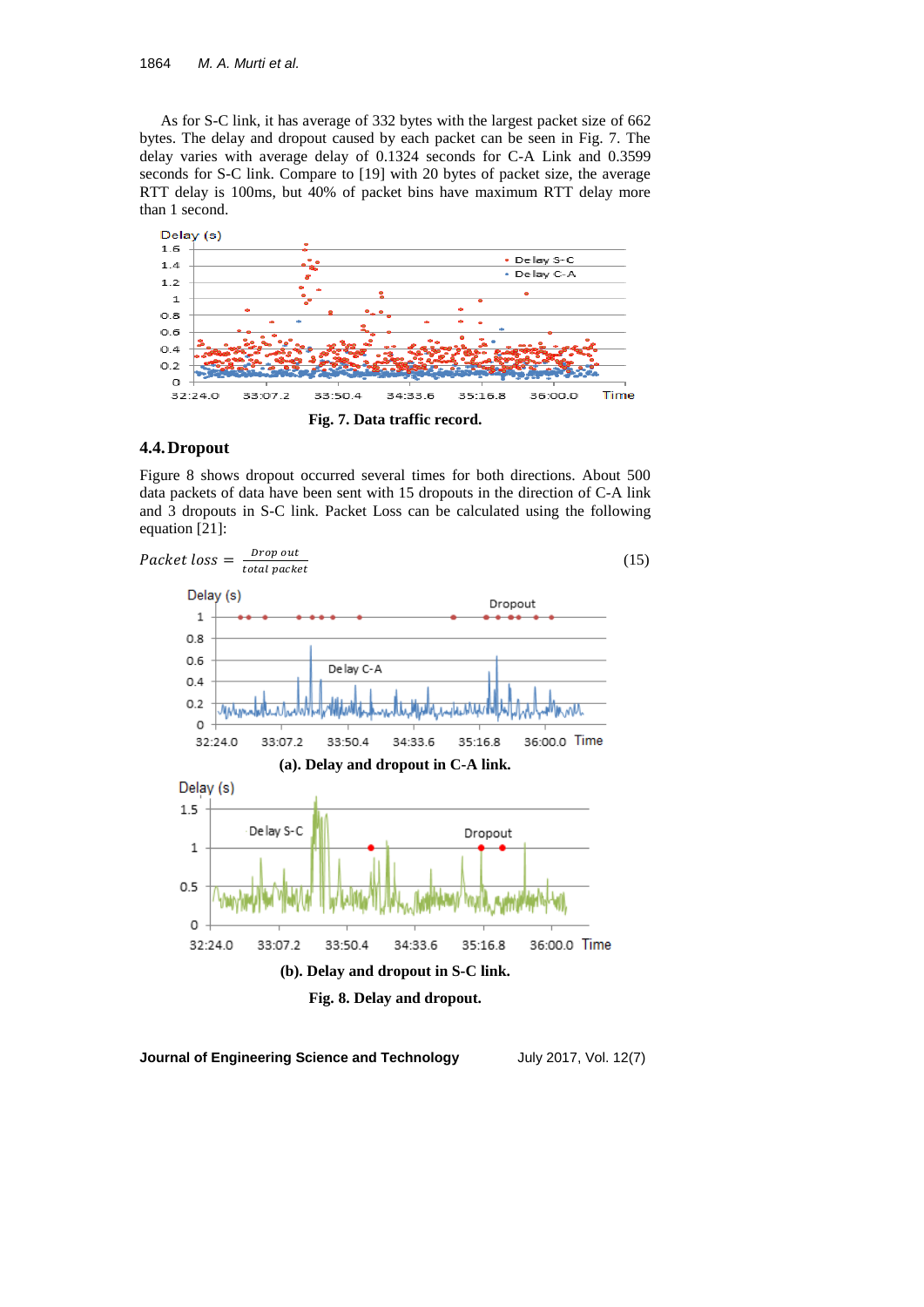As for S-C link, it has average of 332 bytes with the largest packet size of 662 bytes. The delay and dropout caused by each packet can be seen in Fig. 7. The delay varies with average delay of 0.1324 seconds for C-A Link and 0.3599 seconds for S-C link. Compare to [19] with 20 bytes of packet size, the average RTT delay is 100ms, but 40% of packet bins have maximum RTT delay more than 1 second.

**Fig. 7. Data traffic record.**

## 4.4. Dropout

Figure 8 shows dropout occurred several times for both directions. About 500 data packets of data have been sent with 15 dropouts in the direction of C-A link and 3 dropouts in S-C link. Packet Loss can be calculated using the following equation [21]:

$$Packet\ loss = \frac{Drop\ out}{total\ packet} \tag{15}$$

**(a). Delay and dropout in C-A link.**

**(b). Delay and dropout in S-C link.**

**Fig. 8. Delay and dropout.**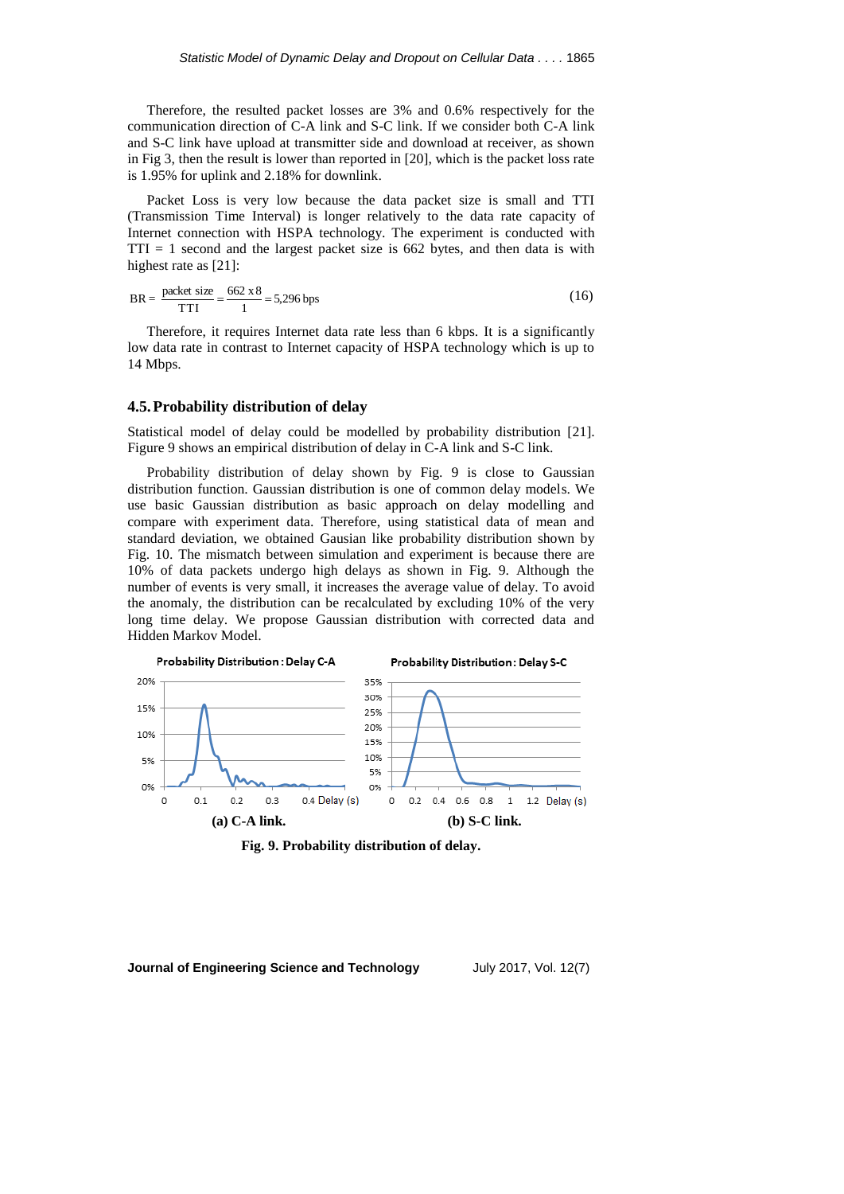Therefore, the resulted packet losses are 3% and 0.6% respectively for the communication direction of C-A link and S-C link. If we consider both C-A link and S-C link have upload at transmitter side and download at receiver, as shown in Fig 3, then the result is lower than reported in [20], which is the packet loss rate is 1.95% for uplink and 2.18% for downlink.

Packet Loss is very low because the data packet size is small and TTI (Transmission Time Interval) is longer relatively to the data rate capacity of Internet connection with HSPA technology. The experiment is conducted with TTI = 1 second and the largest packet size is 662 bytes, and then data is with highest rate as [21]:

$$\mathrm{BR} = \frac{\text{packet size}}{\mathrm{TTI}} = \frac{662 \times 8}{1} = 5{,}296\ \mathrm{bps} \tag{16}$$

Therefore, it requires Internet data rate less than 6 kbps. It is a significantly low data rate in contrast to Internet capacity of HSPA technology which is up to 14 Mbps.

## 4.5. Probability distribution of delay

Statistical model of delay could be modelled by probability distribution [21]. Figure 9 shows an empirical distribution of delay in C-A link and S-C link.

Probability distribution of delay shown by Fig. 9 is close to Gaussian distribution function. Gaussian distribution is one of common delay models. We use basic Gaussian distribution as basic approach on delay modelling and compare with experiment data. Therefore, using statistical data of mean and standard deviation, we obtained Gausian like probability distribution shown by Fig. 10. The mismatch between simulation and experiment is because there are 10% of data packets undergo high delays as shown in Fig. 9. Although the number of events is very small, it increases the average value of delay. To avoid the anomaly, the distribution can be recalculated by excluding 10% of the very long time delay. We propose Gaussian distribution with corrected data and Hidden Markov Model.

**(a) C-A link.** **(b) S-C link.**

**Fig. 9. Probability distribution of delay.**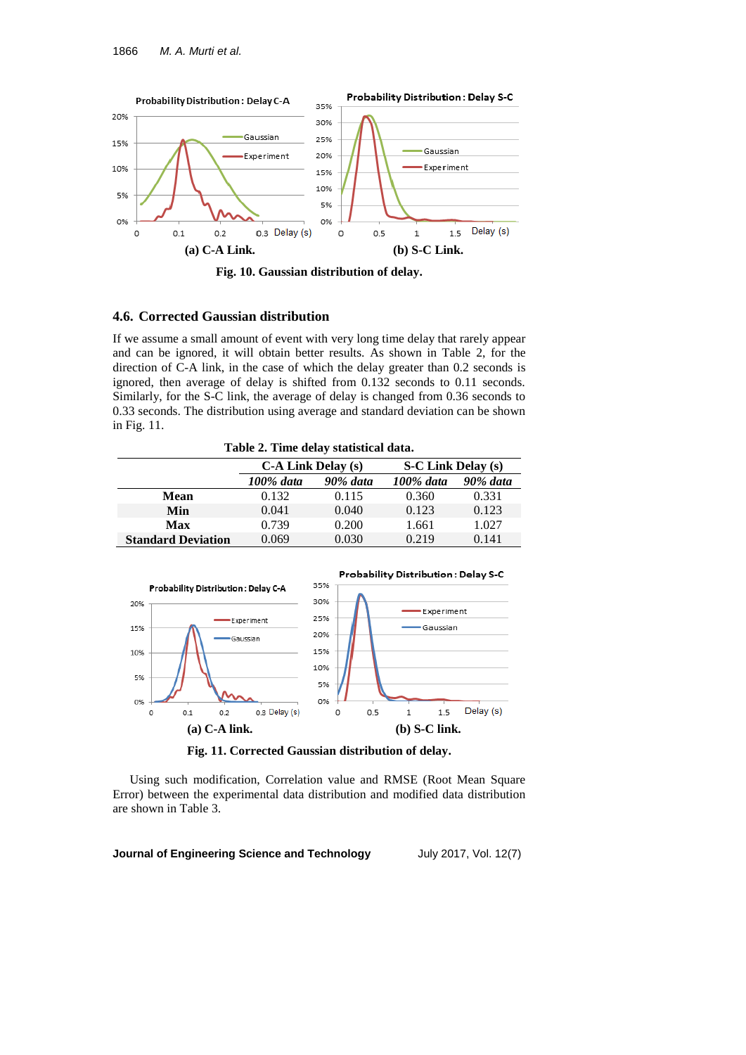(a) C-A Link. (b) S-C Link.

**Fig. 10. Gaussian distribution of delay.**

## 4.6. Corrected Gaussian distribution

If we assume a small amount of event with very long time delay that rarely appear and can be ignored, it will obtain better results. As shown in Table 2, for the direction of C-A link, in the case of which the delay greater than 0.2 seconds is ignored, then average of delay is shifted from 0.132 seconds to 0.11 seconds. Similarly, for the S-C link, the average of delay is changed from 0.36 seconds to 0.33 seconds. The distribution using average and standard deviation can be shown in Fig. 11.

**Table 2. Time delay statistical data.**

| | C-A Link Delay (s) | | S-C Link Delay (s) | |
|---|---|---|---|---|
| | *100% data* | *90% data* | *100% data* | *90% data* |
| **Mean** | 0.132 | 0.115 | 0.360 | 0.331 |
| **Min** | 0.041 | 0.040 | 0.123 | 0.123 |
| **Max** | 0.739 | 0.200 | 1.661 | 1.027 |
| **Standard Deviation** | 0.069 | 0.030 | 0.219 | 0.141 |

(a) C-A link. (b) S-C link.

**Fig. 11. Corrected Gaussian distribution of delay.**

Using such modification, Correlation value and RMSE (Root Mean Square Error) between the experimental data distribution and modified data distribution are shown in Table 3.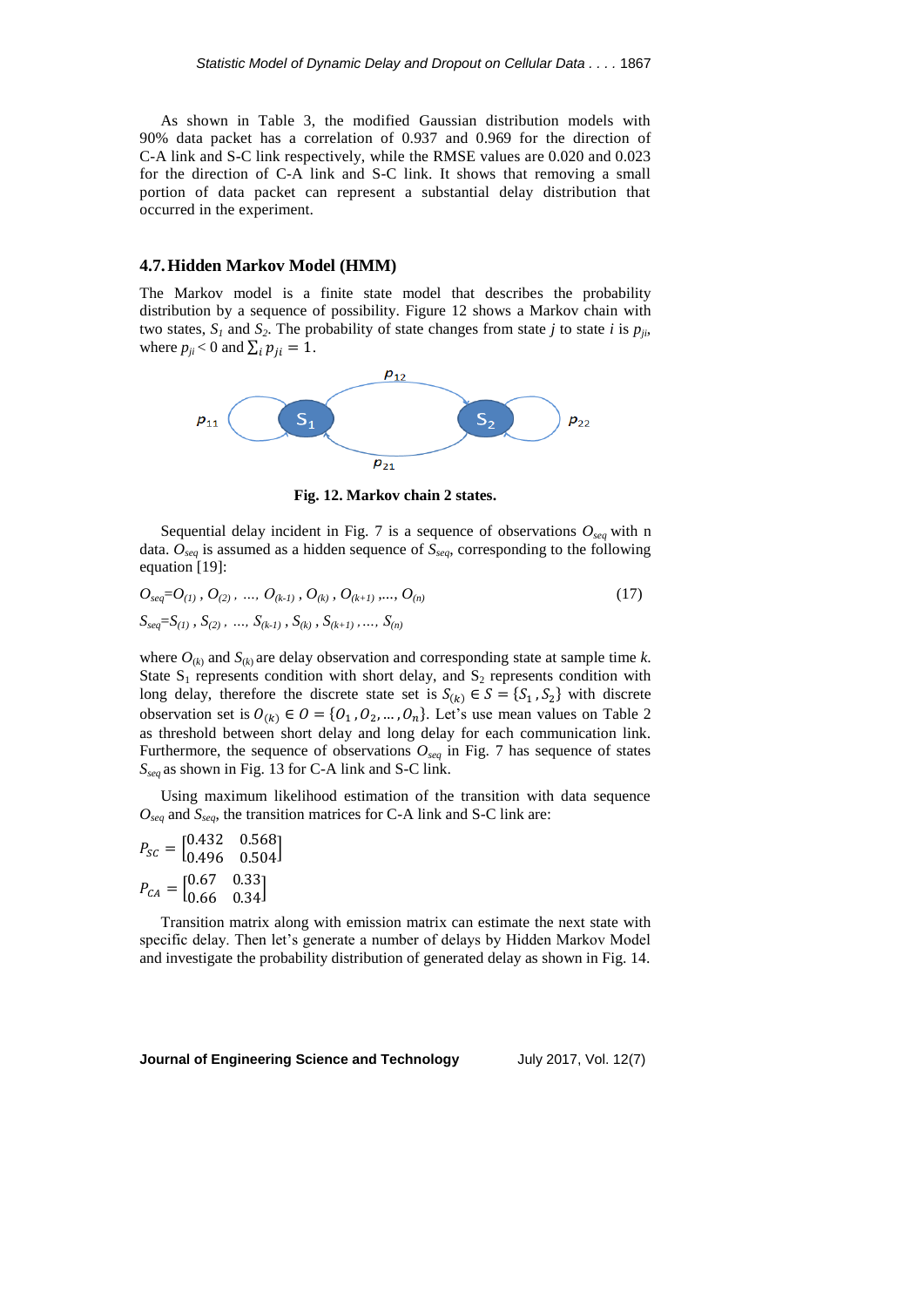As shown in Table 3, the modified Gaussian distribution models with 90% data packet has a correlation of 0.937 and 0.969 for the direction of C-A link and S-C link respectively, while the RMSE values are 0.020 and 0.023 for the direction of C-A link and S-C link. It shows that removing a small portion of data packet can represent a substantial delay distribution that occurred in the experiment.

### 4.7. Hidden Markov Model (HMM)

The Markov model is a finite state model that describes the probability distribution by a sequence of possibility. Figure 12 shows a Markov chain with two states, $S_1$ and $S_2$. The probability of state changes from state $j$ to state $i$ is $p_{ji}$, where $p_{ji} < 0$ and $\sum_i p_{ji} = 1$.

**Fig. 12. Markov chain 2 states.**

Sequential delay incident in Fig. 7 is a sequence of observations $O_{seq}$ with n data. $O_{seq}$ is assumed as a hidden sequence of $S_{seq}$, corresponding to the following equation [19]:

$$O_{seq}=O_{(1)}, O_{(2)}, \ldots, O_{(k-1)}, O_{(k)}, O_{(k+1)}, \ldots, O_{(n)} \tag{17}$$

$$S_{seq}=S_{(1)}, S_{(2)}, \ldots, S_{(k-1)}, S_{(k)}, S_{(k+1)}, \ldots, S_{(n)}$$

where $O_{(k)}$ and $S_{(k)}$ are delay observation and corresponding state at sample time $k$. State $S_1$ represents condition with short delay, and $S_2$ represents condition with long delay, therefore the discrete state set is $S_{(k)} \in S = \{S_1, S_2\}$ with discrete observation set is $O_{(k)} \in O = \{O_1, O_2, \ldots, O_n\}$. Let's use mean values on Table 2 as threshold between short delay and long delay for each communication link. Furthermore, the sequence of observations $O_{seq}$ in Fig. 7 has sequence of states $S_{seq}$ as shown in Fig. 13 for C-A link and S-C link.

Using maximum likelihood estimation of the transition with data sequence $O_{seq}$ and $S_{seq}$, the transition matrices for C-A link and S-C link are:

$$P_{SC} = \begin{bmatrix} 0.432 & 0.568 \\ 0.496 & 0.504 \end{bmatrix}$$

$$P_{CA} = \begin{bmatrix} 0.67 & 0.33 \\ 0.66 & 0.34 \end{bmatrix}$$

Transition matrix along with emission matrix can estimate the next state with specific delay. Then let's generate a number of delays by Hidden Markov Model and investigate the probability distribution of generated delay as shown in Fig. 14.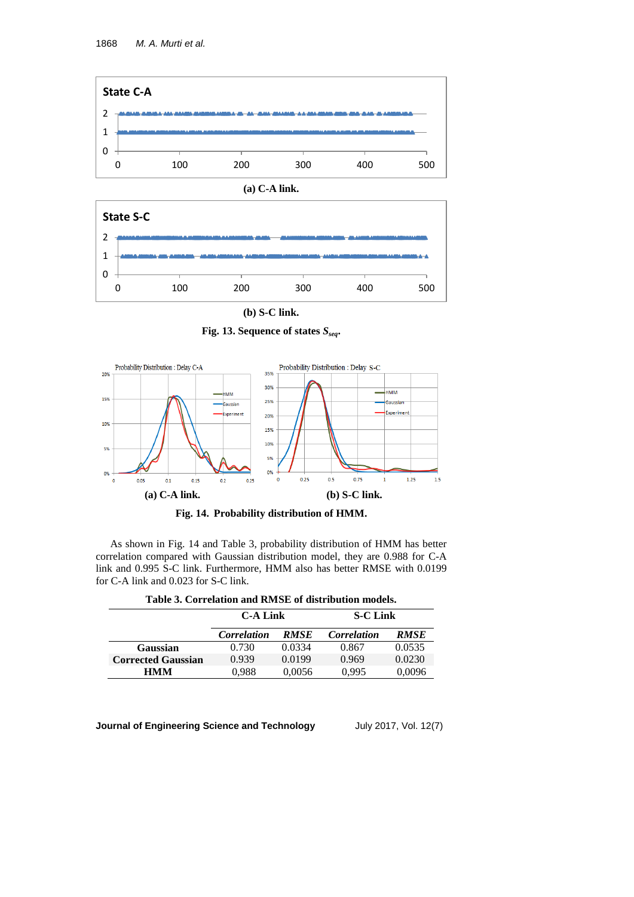(a) C-A link.

(b) S-C link.

**Fig. 13. Sequence of states $S_{seq}$.**

(a) C-A link.

(b) S-C link.

**Fig. 14. Probability distribution of HMM.**

As shown in Fig. 14 and Table 3, probability distribution of HMM has better correlation compared with Gaussian distribution model, they are 0.988 for C-A link and 0.995 S-C link. Furthermore, HMM also has better RMSE with 0.0199 for C-A link and 0.023 for S-C link.

**Table 3. Correlation and RMSE of distribution models.**

| | C-A Link | | S-C Link | |
|---|---|---|---|---|
| | *Correlation* | *RMSE* | *Correlation* | *RMSE* |
| **Gaussian** | 0.730 | 0.0334 | 0.867 | 0.0535 |
| **Corrected Gaussian** | 0.939 | 0.0199 | 0.969 | 0.0230 |
| **HMM** | 0,988 | 0,0056 | 0,995 | 0,0096 |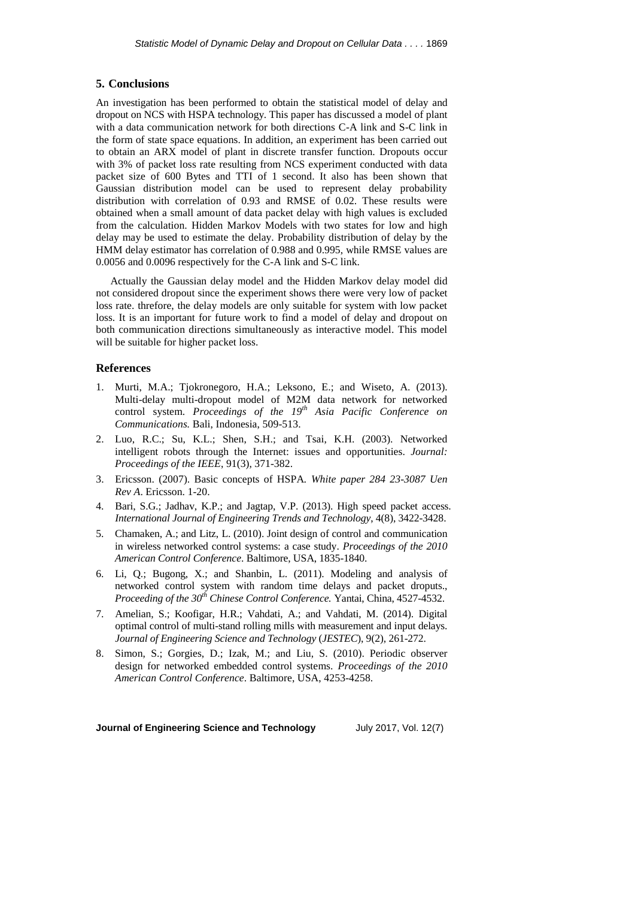## 5. Conclusions

An investigation has been performed to obtain the statistical model of delay and dropout on NCS with HSPA technology. This paper has discussed a model of plant with a data communication network for both directions C-A link and S-C link in the form of state space equations. In addition, an experiment has been carried out to obtain an ARX model of plant in discrete transfer function. Dropouts occur with 3% of packet loss rate resulting from NCS experiment conducted with data packet size of 600 Bytes and TTI of 1 second. It also has been shown that Gaussian distribution model can be used to represent delay probability distribution with correlation of 0.93 and RMSE of 0.02. These results were obtained when a small amount of data packet delay with high values is excluded from the calculation. Hidden Markov Models with two states for low and high delay may be used to estimate the delay. Probability distribution of delay by the HMM delay estimator has correlation of 0.988 and 0.995, while RMSE values are 0.0056 and 0.0096 respectively for the C-A link and S-C link.

Actually the Gaussian delay model and the Hidden Markov delay model did not considered dropout since the experiment shows there were very low of packet loss rate. threfore, the delay models are only suitable for system with low packet loss. It is an important for future work to find a model of delay and dropout on both communication directions simultaneously as interactive model. This model will be suitable for higher packet loss.

## References

1. Murti, M.A.; Tjokronegoro, H.A.; Leksono, E.; and Wiseto, A. (2013). Multi-delay multi-dropout model of M2M data network for networked control system. *Proceedings of the 19th Asia Pacific Conference on Communications.* Bali, Indonesia, 509-513.
2. Luo, R.C.; Su, K.L.; Shen, S.H.; and Tsai, K.H. (2003). Networked intelligent robots through the Internet: issues and opportunities. *Journal: Proceedings of the IEEE*, 91(3), 371-382.
3. Ericsson. (2007). Basic concepts of HSPA. *White paper 284 23-3087 Uen Rev A*. Ericsson. 1-20.
4. Bari, S.G.; Jadhav, K.P.; and Jagtap, V.P. (2013). High speed packet access. *International Journal of Engineering Trends and Technology*, 4(8), 3422-3428.
5. Chamaken, A.; and Litz, L. (2010). Joint design of control and communication in wireless networked control systems: a case study. *Proceedings of the 2010 American Control Conference*. Baltimore, USA, 1835-1840.
6. Li, Q.; Bugong, X.; and Shanbin, L. (2011). Modeling and analysis of networked control system with random time delays and packet droputs., *Proceeding of the 30th Chinese Control Conference.* Yantai, China, 4527-4532.
7. Amelian, S.; Koofigar, H.R.; Vahdati, A.; and Vahdati, M. (2014). Digital optimal control of multi-stand rolling mills with measurement and input delays. *Journal of Engineering Science and Technology* (*JESTEC*), 9(2), 261-272.
8. Simon, S.; Gorgies, D.; Izak, M.; and Liu, S. (2010). Periodic observer design for networked embedded control systems. *Proceedings of the 2010 American Control Conference*. Baltimore, USA, 4253-4258.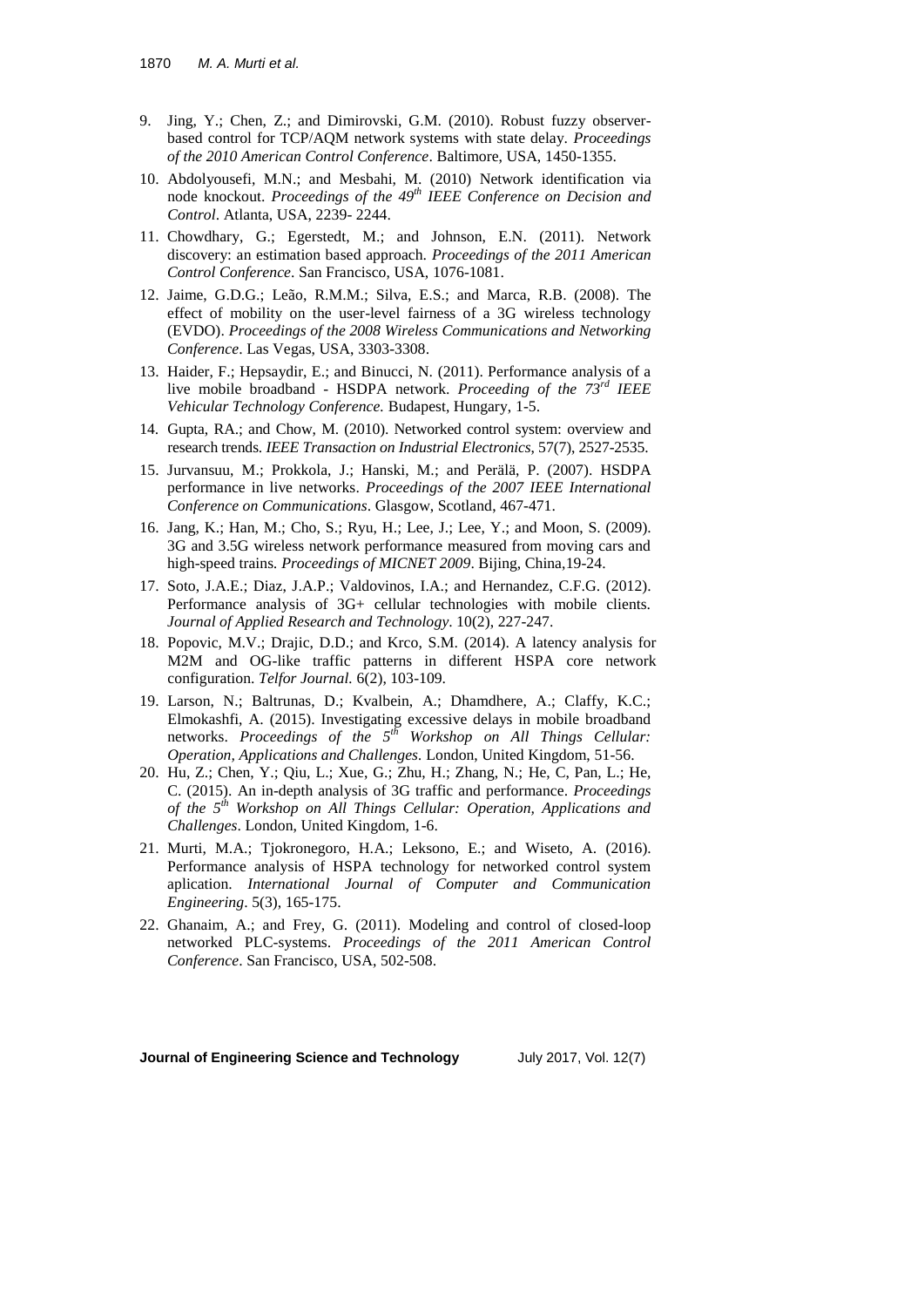9. Jing, Y.; Chen, Z.; and Dimirovski, G.M. (2010). Robust fuzzy observer-based control for TCP/AQM network systems with state delay. *Proceedings of the 2010 American Control Conference*. Baltimore, USA, 1450-1355.

10. Abdolyousefi, M.N.; and Mesbahi, M. (2010) Network identification via node knockout. *Proceedings of the 49th IEEE Conference on Decision and Control*. Atlanta, USA, 2239- 2244.

11. Chowdhary, G.; Egerstedt, M.; and Johnson, E.N. (2011). Network discovery: an estimation based approach. *Proceedings of the 2011 American Control Conference*. San Francisco, USA, 1076-1081.

12. Jaime, G.D.G.; Leão, R.M.M.; Silva, E.S.; and Marca, R.B. (2008). The effect of mobility on the user-level fairness of a 3G wireless technology (EVDO). *Proceedings of the 2008 Wireless Communications and Networking Conference*. Las Vegas, USA, 3303-3308.

13. Haider, F.; Hepsaydir, E.; and Binucci, N. (2011). Performance analysis of a live mobile broadband - HSDPA network. *Proceeding of the 73rd IEEE Vehicular Technology Conference.* Budapest, Hungary, 1-5.

14. Gupta, RA.; and Chow, M. (2010). Networked control system: overview and research trends. *IEEE Transaction on Industrial Electronics*, 57(7), 2527-2535.

15. Jurvansuu, M.; Prokkola, J.; Hanski, M.; and Perälä, P. (2007). HSDPA performance in live networks. *Proceedings of the 2007 IEEE International Conference on Communications*. Glasgow, Scotland, 467-471.

16. Jang, K.; Han, M.; Cho, S.; Ryu, H.; Lee, J.; Lee, Y.; and Moon, S. (2009). 3G and 3.5G wireless network performance measured from moving cars and high-speed trains. *Proceedings of MICNET 2009*. Bijing, China,19-24.

17. Soto, J.A.E.; Diaz, J.A.P.; Valdovinos, I.A.; and Hernandez, C.F.G. (2012). Performance analysis of 3G+ cellular technologies with mobile clients. *Journal of Applied Research and Technology*. 10(2), 227-247.

18. Popovic, M.V.; Drajic, D.D.; and Krco, S.M. (2014). A latency analysis for M2M and OG-like traffic patterns in different HSPA core network configuration. *Telfor Journal*. 6(2), 103-109.

19. Larson, N.; Baltrunas, D.; Kvalbein, A.; Dhamdhere, A.; Claffy, K.C.; Elmokashfi, A. (2015). Investigating excessive delays in mobile broadband networks. *Proceedings of the 5th Workshop on All Things Cellular: Operation, Applications and Challenges*. London, United Kingdom, 51-56.

20. Hu, Z.; Chen, Y.; Qiu, L.; Xue, G.; Zhu, H.; Zhang, N.; He, C, Pan, L.; He, C. (2015). An in-depth analysis of 3G traffic and performance. *Proceedings of the 5th Workshop on All Things Cellular: Operation, Applications and Challenges*. London, United Kingdom, 1-6.

21. Murti, M.A.; Tjokronegoro, H.A.; Leksono, E.; and Wiseto, A. (2016). Performance analysis of HSPA technology for networked control system aplication. *International Journal of Computer and Communication Engineering*. 5(3), 165-175.

22. Ghanaim, A.; and Frey, G. (2011). Modeling and control of closed-loop networked PLC-systems. *Proceedings of the 2011 American Control Conference*. San Francisco, USA, 502-508.